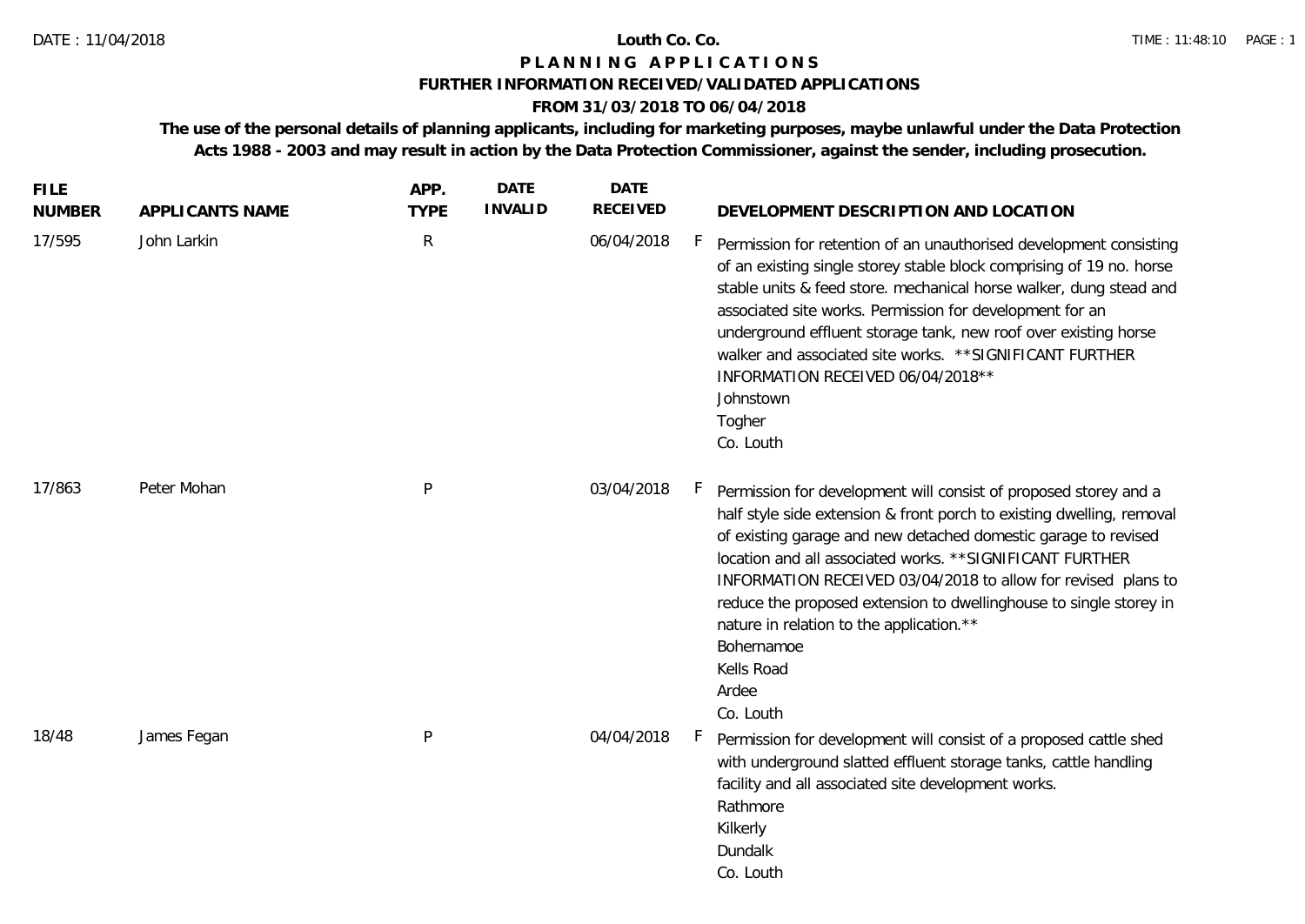DATE : 11/04/2018

# Louth Co. Co.

## P L A N N I N G   A P P L I C A T I O N S

### FURTHER INFORMATION RECEIVED/VALIDATED APPLICATIONS

### FROM 31/03/2018 TO 06/04/2018

**The use of the personal details of planning applicants, including for marketing purposes, maybe unlawful under the Data Protection Acts 1988 - 2003 and may result in action by the Data Protection Commissioner, against the sender, including prosecution.**

| FILE NUMBER | APPLICANTS NAME | APP. TYPE | DATE INVALID | DATE RECEIVED | | DEVELOPMENT DESCRIPTION AND LOCATION |
|---|---|---|---|---|---|---|
| 17/595 | John Larkin | R | | 06/04/2018 | F | Permission for retention of an unauthorised development consisting of an existing single storey stable block comprising of 19 no. horse stable units & feed store. mechanical horse walker, dung stead and associated site works. Permission for development for an underground effluent storage tank, new roof over existing horse walker and associated site works. **SIGNIFICANT FURTHER INFORMATION RECEIVED 06/04/2018**<br>Johnstown<br>Togher<br>Co. Louth |
| 17/863 | Peter Mohan | P | | 03/04/2018 | F | Permission for development will consist of proposed storey and a half style side extension & front porch to existing dwelling, removal of existing garage and new detached domestic garage to revised location and all associated works. **SIGNIFICANT FURTHER INFORMATION RECEIVED 03/04/2018 to allow for revised plans to reduce the proposed extension to dwellinghouse to single storey in nature in relation to the application.**<br>Bohernamoe<br>Kells Road<br>Ardee<br>Co. Louth |
| 18/48 | James Fegan | P | | 04/04/2018 | F | Permission for development will consist of a proposed cattle shed with underground slatted effluent storage tanks, cattle handling facility and all associated site development works.<br>Rathmore<br>Kilkerly<br>Dundalk<br>Co. Louth |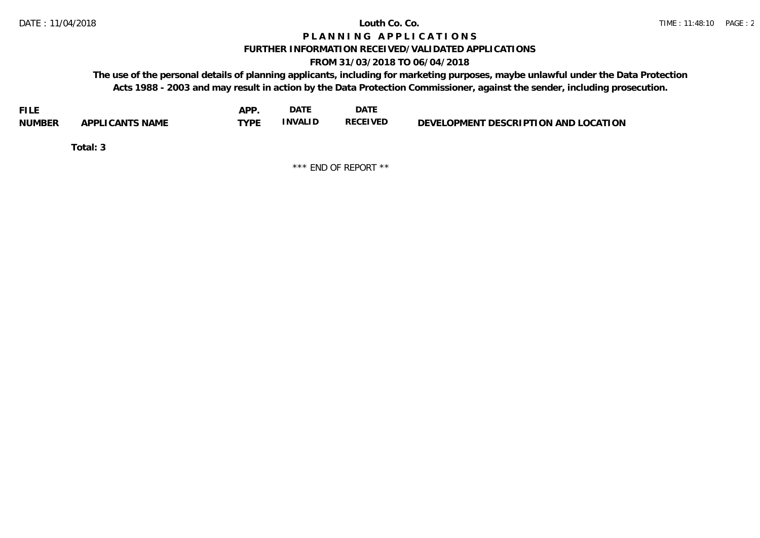**Louth Co. Co.**

# P L A N N I N G   A P P L I C A T I O N S

## FURTHER INFORMATION RECEIVED/VALIDATED APPLICATIONS

### FROM 31/03/2018 TO 06/04/2018

**The use of the personal details of planning applicants, including for marketing purposes, maybe unlawful under the Data Protection Acts 1988 - 2003 and may result in action by the Data Protection Commissioner, against the sender, including prosecution.**

| FILE NUMBER | APPLICANTS NAME | APP. TYPE | DATE INVALID | DATE RECEIVED | DEVELOPMENT DESCRIPTION AND LOCATION |
|---|---|---|---|---|---|

**Total: 3**

\*\*\* END OF REPORT \*\*